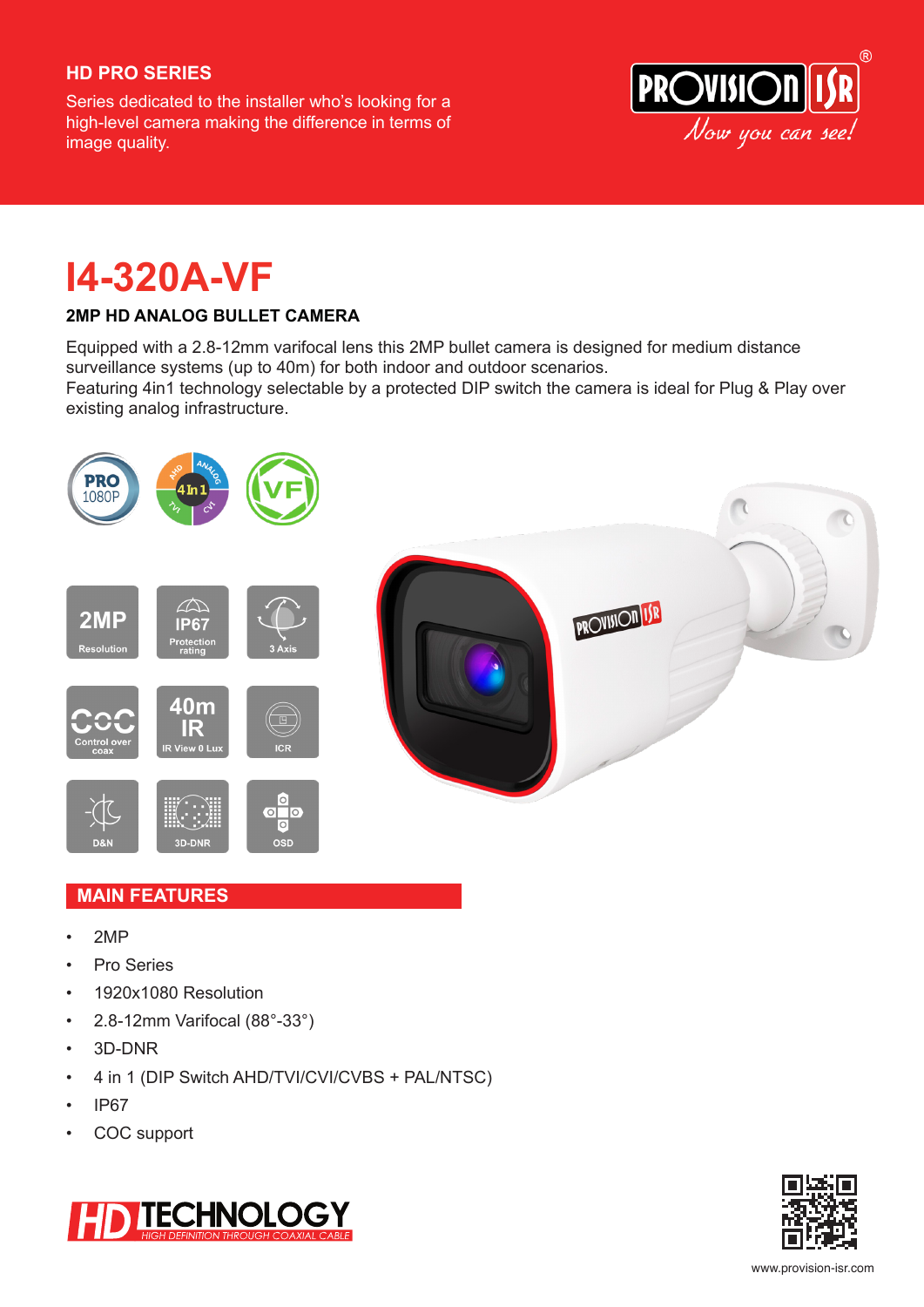## HD PRO SERIES

Series dedicated to the installer who's looking for a high-level camera making the difference in terms of image quality.

# I4-320A-VF

### 2MP HD ANALOG BULLET CAMERA

Equipped with a 2.8-12mm varifocal lens this 2MP bullet camera is designed for medium distance surveillance systems (up to 40m) for both indoor and outdoor scenarios.
Featuring 4in1 technology selectable by a protected DIP switch the camera is ideal for Plug & Play over existing analog infrastructure.

## MAIN FEATURES

- 2MP
- Pro Series
- 1920x1080 Resolution
- 2.8-12mm Varifocal (88°-33°)
- 3D-DNR
- 4 in 1 (DIP Switch AHD/TVI/CVI/CVBS + PAL/NTSC)
- IP67
- COC support

www.provision-isr.com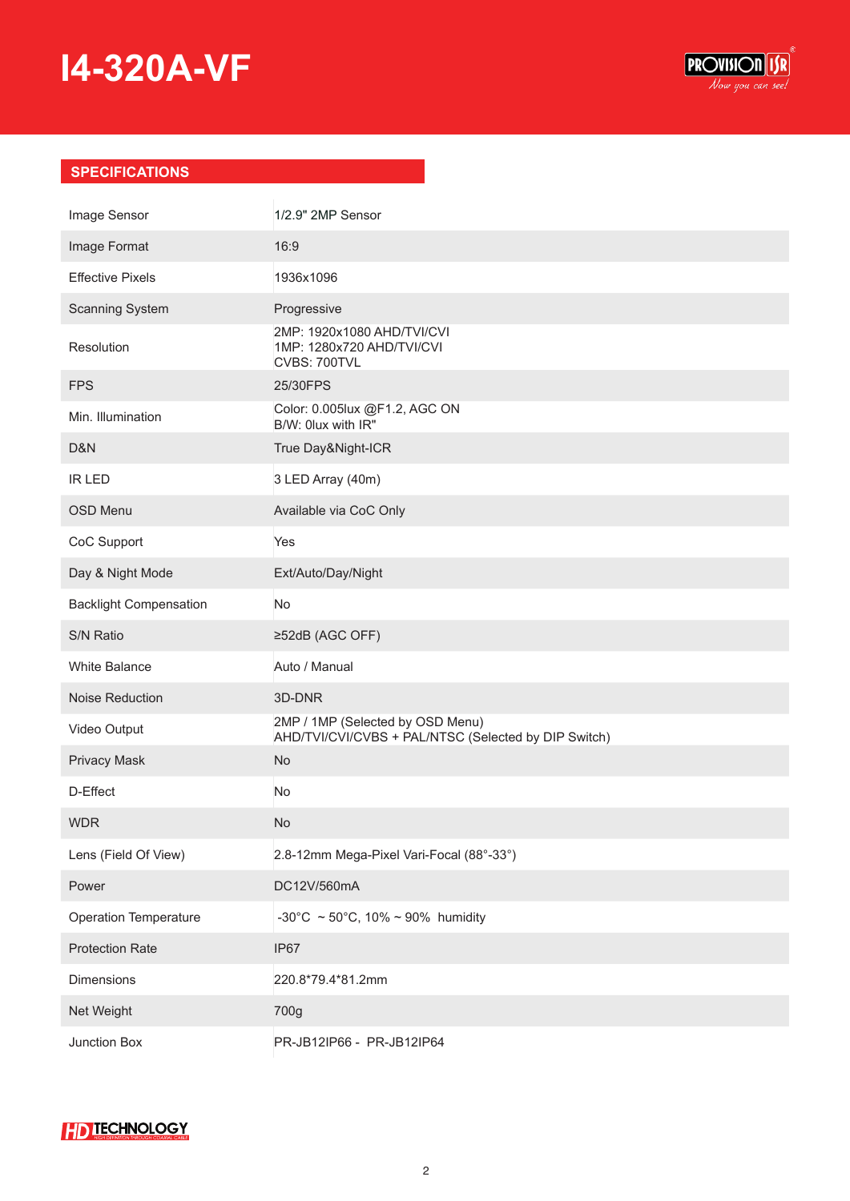# I4-320A-VF

## SPECIFICATIONS

| | |
|---|---|
| Image Sensor | 1/2.9" 2MP Sensor |
| Image Format | 16:9 |
| Effective Pixels | 1936x1096 |
| Scanning System | Progressive |
| Resolution | 2MP: 1920x1080 AHD/TVI/CVI<br>1MP: 1280x720 AHD/TVI/CVI<br>CVBS: 700TVL |
| FPS | 25/30FPS |
| Min. Illumination | Color: 0.005lux @F1.2, AGC ON<br>B/W: 0lux with IR" |
| D&N | True Day&Night-ICR |
| IR LED | 3 LED Array (40m) |
| OSD Menu | Available via CoC Only |
| CoC Support | Yes |
| Day & Night Mode | Ext/Auto/Day/Night |
| Backlight Compensation | No |
| S/N Ratio | ≥52dB (AGC OFF) |
| White Balance | Auto / Manual |
| Noise Reduction | 3D-DNR |
| Video Output | 2MP / 1MP (Selected by OSD Menu)<br>AHD/TVI/CVI/CVBS + PAL/NTSC (Selected by DIP Switch) |
| Privacy Mask | No |
| D-Effect | No |
| WDR | No |
| Lens (Field Of View) | 2.8-12mm Mega-Pixel Vari-Focal (88°-33°) |
| Power | DC12V/560mA |
| Operation Temperature | -30°C ~ 50°C, 10% ~ 90% humidity |
| Protection Rate | IP67 |
| Dimensions | 220.8*79.4*81.2mm |
| Net Weight | 700g |
| Junction Box | PR-JB12IP66 - PR-JB12IP64 |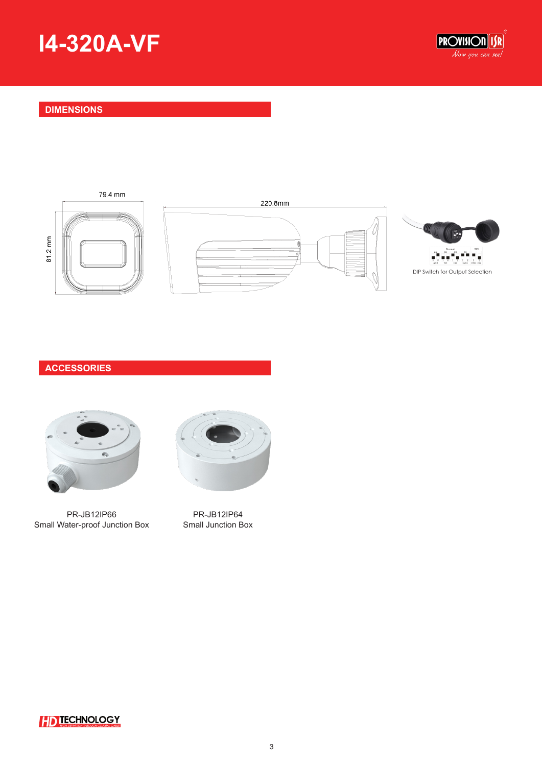# I4-320A-VF

## DIMENSIONS

79.4 mm

81.2 mm

220.8mm

DIP Switch for Output Selection

## ACCESSORIES

PR-JB12IP66
Small Water-proof Junction Box

PR-JB12IP64
Small Junction Box